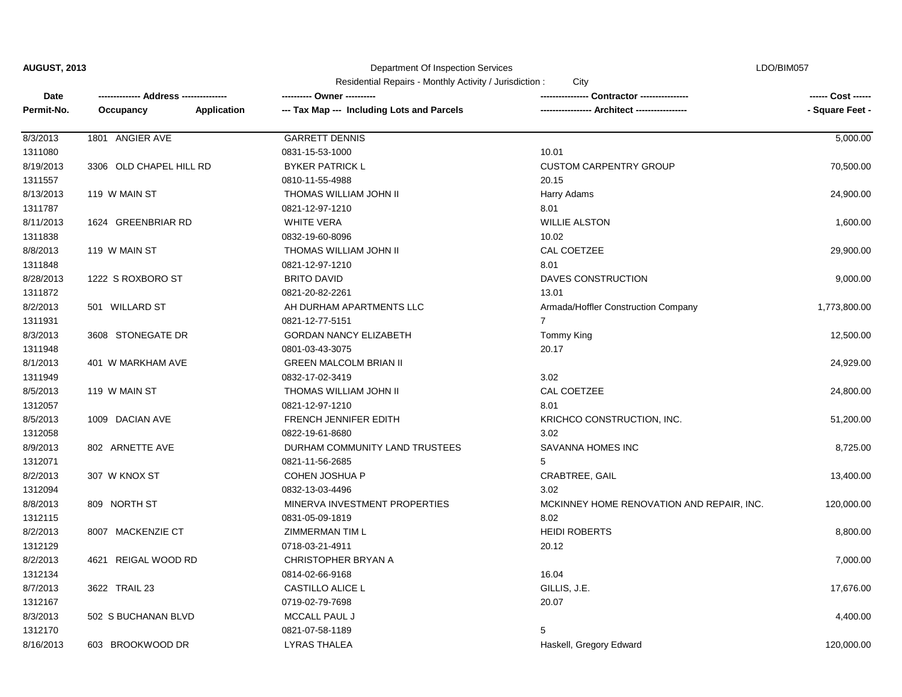**AUGUST, 2013** — Department Of Inspection Services — LDO/BIM057

Residential Repairs - Monthly Activity / Jurisdiction : City

| Date / Permit-No. | Address / Occupancy / Application | Owner / Tax Map --- Including Lots and Parcels | Contractor / Architect | Cost / Square Feet |
|---|---|---|---|---|
| 8/3/2013 | 1801 ANGIER AVE | GARRETT DENNIS | | 5,000.00 |
| 1311080 | | 0831-15-53-1000 | 10.01 | |
| 8/19/2013 | 3306 OLD CHAPEL HILL RD | BYKER PATRICK L | CUSTOM CARPENTRY GROUP | 70,500.00 |
| 1311557 | | 0810-11-55-4988 | 20.15 | |
| 8/13/2013 | 119 W MAIN ST | THOMAS WILLIAM JOHN II | Harry Adams | 24,900.00 |
| 1311787 | | 0821-12-97-1210 | 8.01 | |
| 8/11/2013 | 1624 GREENBRIAR RD | WHITE VERA | WILLIE ALSTON | 1,600.00 |
| 1311838 | | 0832-19-60-8096 | 10.02 | |
| 8/8/2013 | 119 W MAIN ST | THOMAS WILLIAM JOHN II | CAL COETZEE | 29,900.00 |
| 1311848 | | 0821-12-97-1210 | 8.01 | |
| 8/28/2013 | 1222 S ROXBORO ST | BRITO DAVID | DAVES CONSTRUCTION | 9,000.00 |
| 1311872 | | 0821-20-82-2261 | 13.01 | |
| 8/2/2013 | 501 WILLARD ST | AH DURHAM APARTMENTS LLC | Armada/Hoffler Construction Company | 1,773,800.00 |
| 1311931 | | 0821-12-77-5151 | 7 | |
| 8/3/2013 | 3608 STONEGATE DR | GORDAN NANCY ELIZABETH | Tommy King | 12,500.00 |
| 1311948 | | 0801-03-43-3075 | 20.17 | |
| 8/1/2013 | 401 W MARKHAM AVE | GREEN MALCOLM BRIAN II | | 24,929.00 |
| 1311949 | | 0832-17-02-3419 | 3.02 | |
| 8/5/2013 | 119 W MAIN ST | THOMAS WILLIAM JOHN II | CAL COETZEE | 24,800.00 |
| 1312057 | | 0821-12-97-1210 | 8.01 | |
| 8/5/2013 | 1009 DACIAN AVE | FRENCH JENNIFER EDITH | KRICHCO CONSTRUCTION, INC. | 51,200.00 |
| 1312058 | | 0822-19-61-8680 | 3.02 | |
| 8/9/2013 | 802 ARNETTE AVE | DURHAM COMMUNITY LAND TRUSTEES | SAVANNA HOMES INC | 8,725.00 |
| 1312071 | | 0821-11-56-2685 | 5 | |
| 8/2/2013 | 307 W KNOX ST | COHEN JOSHUA P | CRABTREE, GAIL | 13,400.00 |
| 1312094 | | 0832-13-03-4496 | 3.02 | |
| 8/8/2013 | 809 NORTH ST | MINERVA INVESTMENT PROPERTIES | MCKINNEY HOME RENOVATION AND REPAIR, INC. | 120,000.00 |
| 1312115 | | 0831-05-09-1819 | 8.02 | |
| 8/2/2013 | 8007 MACKENZIE CT | ZIMMERMAN TIM L | HEIDI ROBERTS | 8,800.00 |
| 1312129 | | 0718-03-21-4911 | 20.12 | |
| 8/2/2013 | 4621 REIGAL WOOD RD | CHRISTOPHER BRYAN A | | 7,000.00 |
| 1312134 | | 0814-02-66-9168 | 16.04 | |
| 8/7/2013 | 3622 TRAIL 23 | CASTILLO ALICE L | GILLIS, J.E. | 17,676.00 |
| 1312167 | | 0719-02-79-7698 | 20.07 | |
| 8/3/2013 | 502 S BUCHANAN BLVD | MCCALL PAUL J | | 4,400.00 |
| 1312170 | | 0821-07-58-1189 | 5 | |
| 8/16/2013 | 603 BROOKWOOD DR | LYRAS THALEA | Haskell, Gregory Edward | 120,000.00 |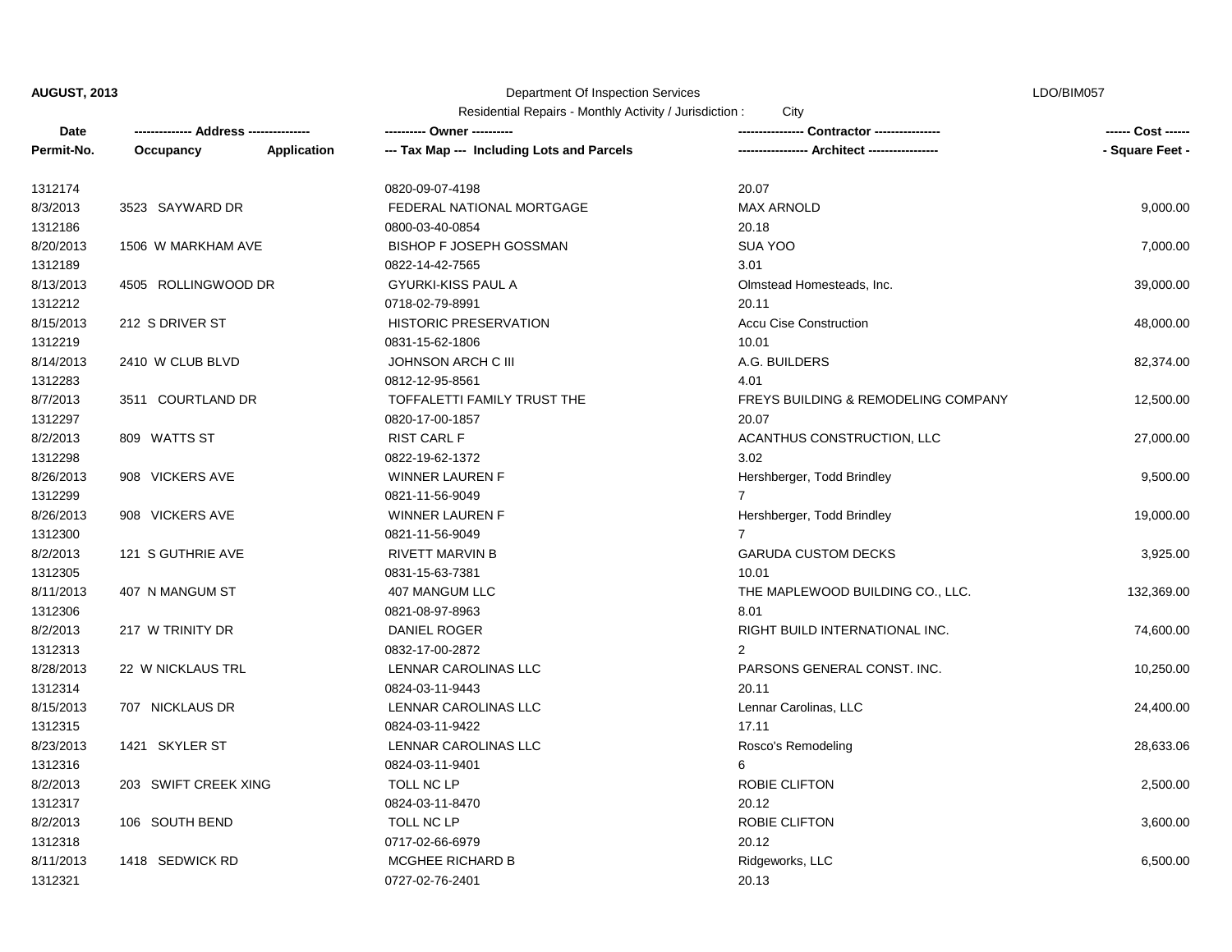**AUGUST, 2013** Department Of Inspection Services LDO/BIM057

Residential Repairs - Monthly Activity / Jurisdiction : City

| Date / Permit-No. | Address / Occupancy / Application | Owner / Tax Map --- Including Lots and Parcels | Contractor / Architect | Cost / Square Feet |
|---|---|---|---|---|
| 1312174 | | 0820-09-07-4198 | 20.07 | |
| 8/3/2013 | 3523 SAYWARD DR | FEDERAL NATIONAL MORTGAGE | MAX ARNOLD | 9,000.00 |
| 1312186 | | 0800-03-40-0854 | 20.18 | |
| 8/20/2013 | 1506 W MARKHAM AVE | BISHOP F JOSEPH GOSSMAN | SUA YOO | 7,000.00 |
| 1312189 | | 0822-14-42-7565 | 3.01 | |
| 8/13/2013 | 4505 ROLLINGWOOD DR | GYURKI-KISS PAUL A | Olmstead Homesteads, Inc. | 39,000.00 |
| 1312212 | | 0718-02-79-8991 | 20.11 | |
| 8/15/2013 | 212 S DRIVER ST | HISTORIC PRESERVATION | Accu Cise Construction | 48,000.00 |
| 1312219 | | 0831-15-62-1806 | 10.01 | |
| 8/14/2013 | 2410 W CLUB BLVD | JOHNSON ARCH C III | A.G. BUILDERS | 82,374.00 |
| 1312283 | | 0812-12-95-8561 | 4.01 | |
| 8/7/2013 | 3511 COURTLAND DR | TOFFALETTI FAMILY TRUST THE | FREYS BUILDING & REMODELING COMPANY | 12,500.00 |
| 1312297 | | 0820-17-00-1857 | 20.07 | |
| 8/2/2013 | 809 WATTS ST | RIST CARL F | ACANTHUS CONSTRUCTION, LLC | 27,000.00 |
| 1312298 | | 0822-19-62-1372 | 3.02 | |
| 8/26/2013 | 908 VICKERS AVE | WINNER LAUREN F | Hershberger, Todd Brindley | 9,500.00 |
| 1312299 | | 0821-11-56-9049 | 7 | |
| 8/26/2013 | 908 VICKERS AVE | WINNER LAUREN F | Hershberger, Todd Brindley | 19,000.00 |
| 1312300 | | 0821-11-56-9049 | 7 | |
| 8/2/2013 | 121 S GUTHRIE AVE | RIVETT MARVIN B | GARUDA CUSTOM DECKS | 3,925.00 |
| 1312305 | | 0831-15-63-7381 | 10.01 | |
| 8/11/2013 | 407 N MANGUM ST | 407 MANGUM LLC | THE MAPLEWOOD BUILDING CO., LLC. | 132,369.00 |
| 1312306 | | 0821-08-97-8963 | 8.01 | |
| 8/2/2013 | 217 W TRINITY DR | DANIEL ROGER | RIGHT BUILD INTERNATIONAL INC. | 74,600.00 |
| 1312313 | | 0832-17-00-2872 | 2 | |
| 8/28/2013 | 22 W NICKLAUS TRL | LENNAR CAROLINAS LLC | PARSONS GENERAL CONST. INC. | 10,250.00 |
| 1312314 | | 0824-03-11-9443 | 20.11 | |
| 8/15/2013 | 707 NICKLAUS DR | LENNAR CAROLINAS LLC | Lennar Carolinas, LLC | 24,400.00 |
| 1312315 | | 0824-03-11-9422 | 17.11 | |
| 8/23/2013 | 1421 SKYLER ST | LENNAR CAROLINAS LLC | Rosco's Remodeling | 28,633.06 |
| 1312316 | | 0824-03-11-9401 | 6 | |
| 8/2/2013 | 203 SWIFT CREEK XING | TOLL NC LP | ROBIE CLIFTON | 2,500.00 |
| 1312317 | | 0824-03-11-8470 | 20.12 | |
| 8/2/2013 | 106 SOUTH BEND | TOLL NC LP | ROBIE CLIFTON | 3,600.00 |
| 1312318 | | 0717-02-66-6979 | 20.12 | |
| 8/11/2013 | 1418 SEDWICK RD | MCGHEE RICHARD B | Ridgeworks, LLC | 6,500.00 |
| 1312321 | | 0727-02-76-2401 | 20.13 | |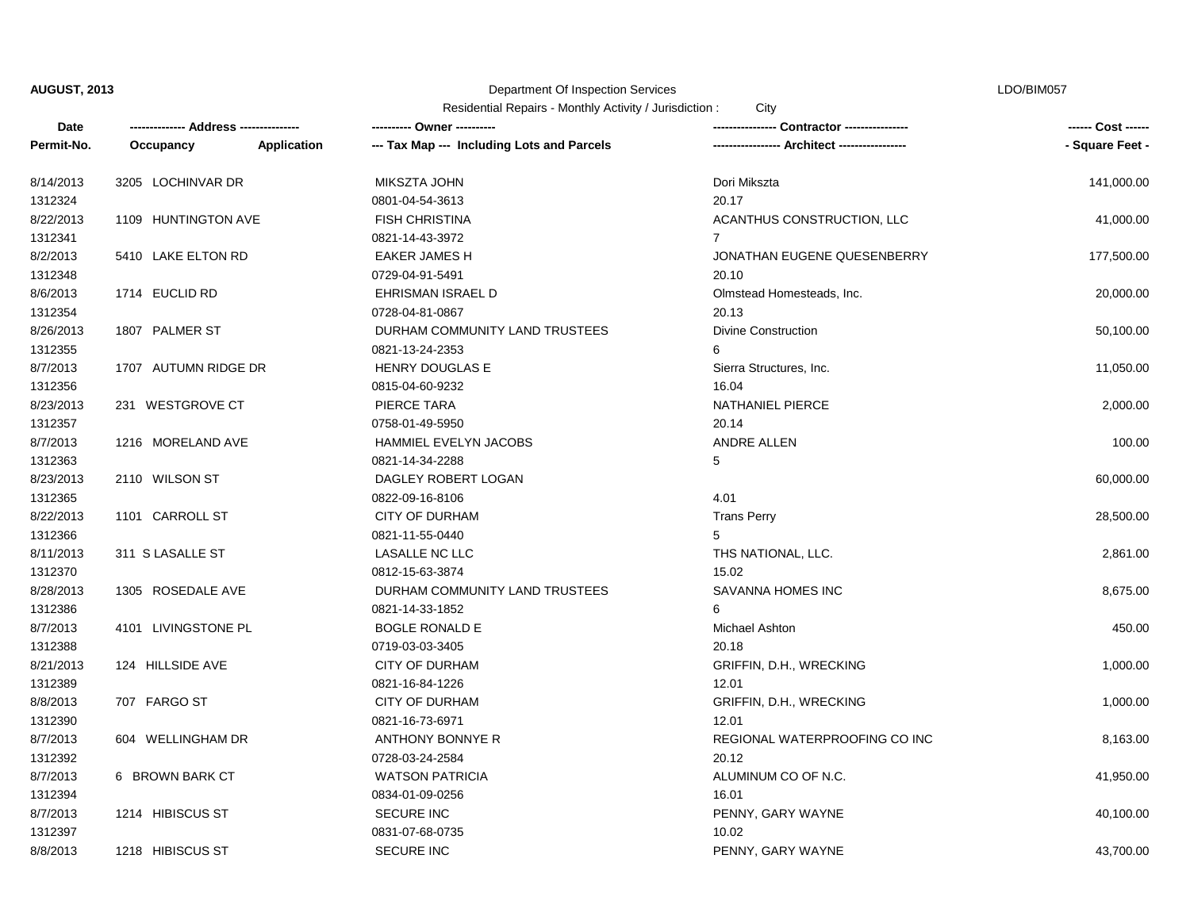| Date | ------------- Address -------------- | | ---------- Owner ---------- | --------------- Contractor --------------- | ------ Cost ------ |
|---|---|---|---|---|---|
| Permit-No. | Occupancy | Application | --- Tax Map --- Including Lots and Parcels | ---------------- Architect ---------------- | - Square Feet - |
| 8/14/2013 | 3205 LOCHINVAR DR | | MIKSZTA JOHN | Dori Mikszta | 141,000.00 |
| 1312324 | | | 0801-04-54-3613 | 20.17 | |
| 8/22/2013 | 1109 HUNTINGTON AVE | | FISH CHRISTINA | ACANTHUS CONSTRUCTION, LLC | 41,000.00 |
| 1312341 | | | 0821-14-43-3972 | 7 | |
| 8/2/2013 | 5410 LAKE ELTON RD | | EAKER JAMES H | JONATHAN EUGENE QUESENBERRY | 177,500.00 |
| 1312348 | | | 0729-04-91-5491 | 20.10 | |
| 8/6/2013 | 1714 EUCLID RD | | EHRISMAN ISRAEL D | Olmstead Homesteads, Inc. | 20,000.00 |
| 1312354 | | | 0728-04-81-0867 | 20.13 | |
| 8/26/2013 | 1807 PALMER ST | | DURHAM COMMUNITY LAND TRUSTEES | Divine Construction | 50,100.00 |
| 1312355 | | | 0821-13-24-2353 | 6 | |
| 8/7/2013 | 1707 AUTUMN RIDGE DR | | HENRY DOUGLAS E | Sierra Structures, Inc. | 11,050.00 |
| 1312356 | | | 0815-04-60-9232 | 16.04 | |
| 8/23/2013 | 231 WESTGROVE CT | | PIERCE TARA | NATHANIEL PIERCE | 2,000.00 |
| 1312357 | | | 0758-01-49-5950 | 20.14 | |
| 8/7/2013 | 1216 MORELAND AVE | | HAMMIEL EVELYN JACOBS | ANDRE ALLEN | 100.00 |
| 1312363 | | | 0821-14-34-2288 | 5 | |
| 8/23/2013 | 2110 WILSON ST | | DAGLEY ROBERT LOGAN | | 60,000.00 |
| 1312365 | | | 0822-09-16-8106 | 4.01 | |
| 8/22/2013 | 1101 CARROLL ST | | CITY OF DURHAM | Trans Perry | 28,500.00 |
| 1312366 | | | 0821-11-55-0440 | 5 | |
| 8/11/2013 | 311 S LASALLE ST | | LASALLE NC LLC | THS NATIONAL, LLC. | 2,861.00 |
| 1312370 | | | 0812-15-63-3874 | 15.02 | |
| 8/28/2013 | 1305 ROSEDALE AVE | | DURHAM COMMUNITY LAND TRUSTEES | SAVANNA HOMES INC | 8,675.00 |
| 1312386 | | | 0821-14-33-1852 | 6 | |
| 8/7/2013 | 4101 LIVINGSTONE PL | | BOGLE RONALD E | Michael Ashton | 450.00 |
| 1312388 | | | 0719-03-03-3405 | 20.18 | |
| 8/21/2013 | 124 HILLSIDE AVE | | CITY OF DURHAM | GRIFFIN, D.H., WRECKING | 1,000.00 |
| 1312389 | | | 0821-16-84-1226 | 12.01 | |
| 8/8/2013 | 707 FARGO ST | | CITY OF DURHAM | GRIFFIN, D.H., WRECKING | 1,000.00 |
| 1312390 | | | 0821-16-73-6971 | 12.01 | |
| 8/7/2013 | 604 WELLINGHAM DR | | ANTHONY BONNYE R | REGIONAL WATERPROOFING CO INC | 8,163.00 |
| 1312392 | | | 0728-03-24-2584 | 20.12 | |
| 8/7/2013 | 6 BROWN BARK CT | | WATSON PATRICIA | ALUMINUM CO OF N.C. | 41,950.00 |
| 1312394 | | | 0834-01-09-0256 | 16.01 | |
| 8/7/2013 | 1214 HIBISCUS ST | | SECURE INC | PENNY, GARY WAYNE | 40,100.00 |
| 1312397 | | | 0831-07-68-0735 | 10.02 | |
| 8/8/2013 | 1218 HIBISCUS ST | | SECURE INC | PENNY, GARY WAYNE | 43,700.00 |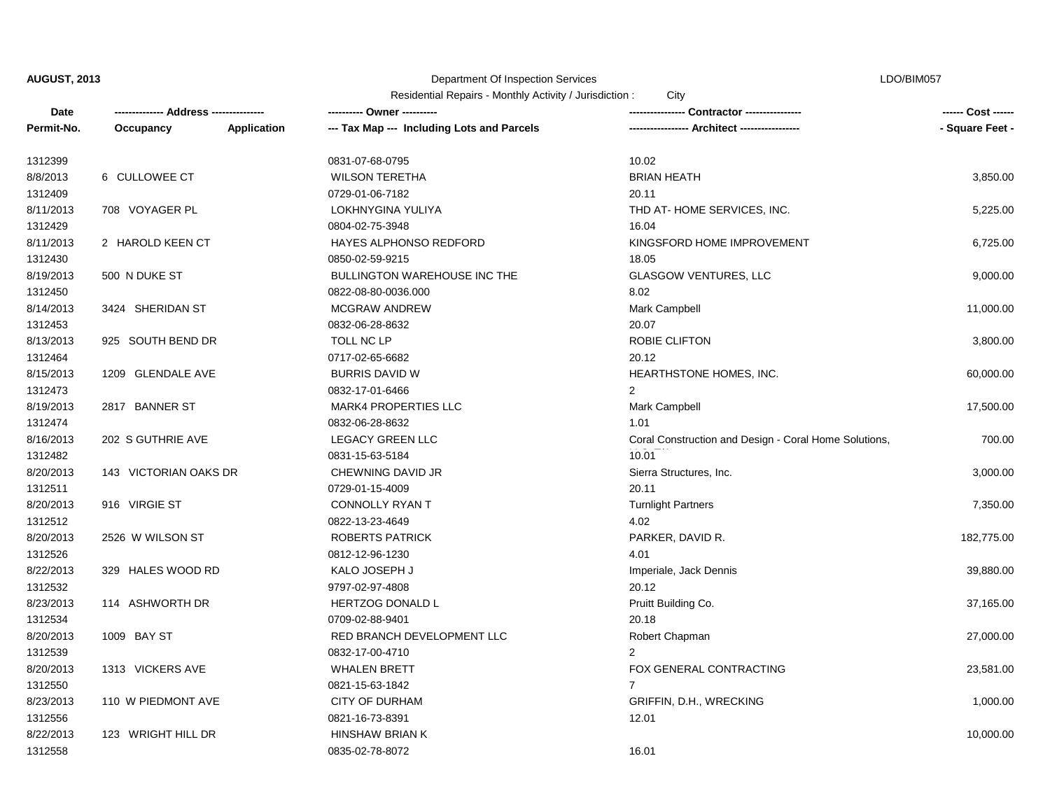**AUGUST, 2013** Department Of Inspection Services LDO/BIM057

Residential Repairs - Monthly Activity / Jurisdiction : City

| Date<br>Permit-No. | ------------- Address --------------<br>Occupancy Application | ---------- Owner ----------<br>--- Tax Map --- Including Lots and Parcels | ---------------- Contractor ----------------<br>----------------- Architect ----------------- | ------ Cost ------<br>- Square Feet - |
|---|---|---|---|---|
| 1312399 | | 0831-07-68-0795 | 10.02 | |
| 8/8/2013 | 6 CULLOWEE CT | WILSON TERETHA | BRIAN HEATH | 3,850.00 |
| 1312409 | | 0729-01-06-7182 | 20.11 | |
| 8/11/2013 | 708 VOYAGER PL | LOKHNYGINA YULIYA | THD AT- HOME SERVICES, INC. | 5,225.00 |
| 1312429 | | 0804-02-75-3948 | 16.04 | |
| 8/11/2013 | 2 HAROLD KEEN CT | HAYES ALPHONSO REDFORD | KINGSFORD HOME IMPROVEMENT | 6,725.00 |
| 1312430 | | 0850-02-59-9215 | 18.05 | |
| 8/19/2013 | 500 N DUKE ST | BULLINGTON WAREHOUSE INC THE | GLASGOW VENTURES, LLC | 9,000.00 |
| 1312450 | | 0822-08-80-0036.000 | 8.02 | |
| 8/14/2013 | 3424 SHERIDAN ST | MCGRAW ANDREW | Mark Campbell | 11,000.00 |
| 1312453 | | 0832-06-28-8632 | 20.07 | |
| 8/13/2013 | 925 SOUTH BEND DR | TOLL NC LP | ROBIE CLIFTON | 3,800.00 |
| 1312464 | | 0717-02-65-6682 | 20.12 | |
| 8/15/2013 | 1209 GLENDALE AVE | BURRIS DAVID W | HEARTHSTONE HOMES, INC. | 60,000.00 |
| 1312473 | | 0832-17-01-6466 | 2 | |
| 8/19/2013 | 2817 BANNER ST | MARK4 PROPERTIES LLC | Mark Campbell | 17,500.00 |
| 1312474 | | 0832-06-28-8632 | 1.01 | |
| 8/16/2013 | 202 S GUTHRIE AVE | LEGACY GREEN LLC | Coral Construction and Design - Coral Home Solutions, | 700.00 |
| 1312482 | | 0831-15-63-5184 | 10.01 | |
| 8/20/2013 | 143 VICTORIAN OAKS DR | CHEWNING DAVID JR | Sierra Structures, Inc. | 3,000.00 |
| 1312511 | | 0729-01-15-4009 | 20.11 | |
| 8/20/2013 | 916 VIRGIE ST | CONNOLLY RYAN T | Turnlight Partners | 7,350.00 |
| 1312512 | | 0822-13-23-4649 | 4.02 | |
| 8/20/2013 | 2526 W WILSON ST | ROBERTS PATRICK | PARKER, DAVID R. | 182,775.00 |
| 1312526 | | 0812-12-96-1230 | 4.01 | |
| 8/22/2013 | 329 HALES WOOD RD | KALO JOSEPH J | Imperiale, Jack Dennis | 39,880.00 |
| 1312532 | | 9797-02-97-4808 | 20.12 | |
| 8/23/2013 | 114 ASHWORTH DR | HERTZOG DONALD L | Pruitt Building Co. | 37,165.00 |
| 1312534 | | 0709-02-88-9401 | 20.18 | |
| 8/20/2013 | 1009 BAY ST | RED BRANCH DEVELOPMENT LLC | Robert Chapman | 27,000.00 |
| 1312539 | | 0832-17-00-4710 | 2 | |
| 8/20/2013 | 1313 VICKERS AVE | WHALEN BRETT | FOX GENERAL CONTRACTING | 23,581.00 |
| 1312550 | | 0821-15-63-1842 | 7 | |
| 8/23/2013 | 110 W PIEDMONT AVE | CITY OF DURHAM | GRIFFIN, D.H., WRECKING | 1,000.00 |
| 1312556 | | 0821-16-73-8391 | 12.01 | |
| 8/22/2013 | 123 WRIGHT HILL DR | HINSHAW BRIAN K | | 10,000.00 |
| 1312558 | | 0835-02-78-8072 | 16.01 | |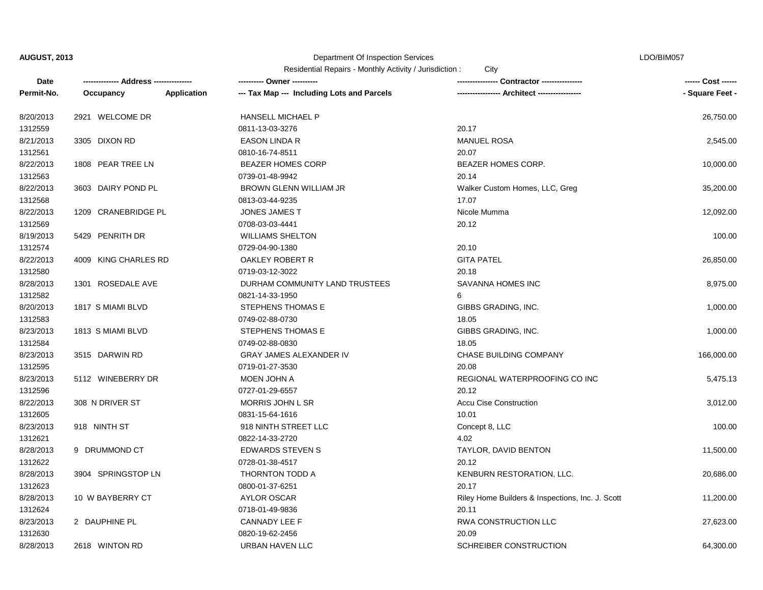**AUGUST, 2013** Department Of Inspection Services LDO/BIM057

Residential Repairs - Monthly Activity / Jurisdiction : City

| Date / Permit-No. | Address / Occupancy / Application | Owner / Tax Map --- Including Lots and Parcels | Contractor / Architect | Cost / Square Feet |
|---|---|---|---|---|
| 8/20/2013<br>1312559 | 2921 WELCOME DR | HANSELL MICHAEL P<br>0811-13-03-3276 | <br>20.17 | 26,750.00 |
| 8/21/2013<br>1312561 | 3305 DIXON RD | EASON LINDA R<br>0810-16-74-8511 | MANUEL ROSA<br>20.07 | 2,545.00 |
| 8/22/2013<br>1312563 | 1808 PEAR TREE LN | BEAZER HOMES CORP<br>0739-01-48-9942 | BEAZER HOMES CORP.<br>20.14 | 10,000.00 |
| 8/22/2013<br>1312568 | 3603 DAIRY POND PL | BROWN GLENN WILLIAM JR<br>0813-03-44-9235 | Walker Custom Homes, LLC, Greg<br>17.07 | 35,200.00 |
| 8/22/2013<br>1312569 | 1209 CRANEBRIDGE PL | JONES JAMES T<br>0708-03-03-4441 | Nicole Mumma<br>20.12 | 12,092.00 |
| 8/19/2013<br>1312574 | 5429 PENRITH DR | WILLIAMS SHELTON<br>0729-04-90-1380 | <br>20.10 | 100.00 |
| 8/22/2013<br>1312580 | 4009 KING CHARLES RD | OAKLEY ROBERT R<br>0719-03-12-3022 | GITA PATEL<br>20.18 | 26,850.00 |
| 8/28/2013<br>1312582 | 1301 ROSEDALE AVE | DURHAM COMMUNITY LAND TRUSTEES<br>0821-14-33-1950 | SAVANNA HOMES INC<br>6 | 8,975.00 |
| 8/20/2013<br>1312583 | 1817 S MIAMI BLVD | STEPHENS THOMAS E<br>0749-02-88-0730 | GIBBS GRADING, INC.<br>18.05 | 1,000.00 |
| 8/23/2013<br>1312584 | 1813 S MIAMI BLVD | STEPHENS THOMAS E<br>0749-02-88-0830 | GIBBS GRADING, INC.<br>18.05 | 1,000.00 |
| 8/23/2013<br>1312595 | 3515 DARWIN RD | GRAY JAMES ALEXANDER IV<br>0719-01-27-3530 | CHASE BUILDING COMPANY<br>20.08 | 166,000.00 |
| 8/23/2013<br>1312596 | 5112 WINEBERRY DR | MOEN JOHN A<br>0727-01-29-6557 | REGIONAL WATERPROOFING CO INC<br>20.12 | 5,475.13 |
| 8/22/2013<br>1312605 | 308 N DRIVER ST | MORRIS JOHN L SR<br>0831-15-64-1616 | Accu Cise Construction<br>10.01 | 3,012.00 |
| 8/23/2013<br>1312621 | 918 NINTH ST | 918 NINTH STREET LLC<br>0822-14-33-2720 | Concept 8, LLC<br>4.02 | 100.00 |
| 8/28/2013<br>1312622 | 9 DRUMMOND CT | EDWARDS STEVEN S<br>0728-01-38-4517 | TAYLOR, DAVID BENTON<br>20.12 | 11,500.00 |
| 8/28/2013<br>1312623 | 3904 SPRINGSTOP LN | THORNTON TODD A<br>0800-01-37-6251 | KENBURN RESTORATION, LLC.<br>20.17 | 20,686.00 |
| 8/28/2013<br>1312624 | 10 W BAYBERRY CT | AYLOR OSCAR<br>0718-01-49-9836 | Riley Home Builders & Inspections, Inc. J. Scott<br>20.11 | 11,200.00 |
| 8/23/2013<br>1312630 | 2 DAUPHINE PL | CANNADY LEE F<br>0820-19-62-2456 | RWA CONSTRUCTION LLC<br>20.09 | 27,623.00 |
| 8/28/2013 | 2618 WINTON RD | URBAN HAVEN LLC | SCHREIBER CONSTRUCTION | 64,300.00 |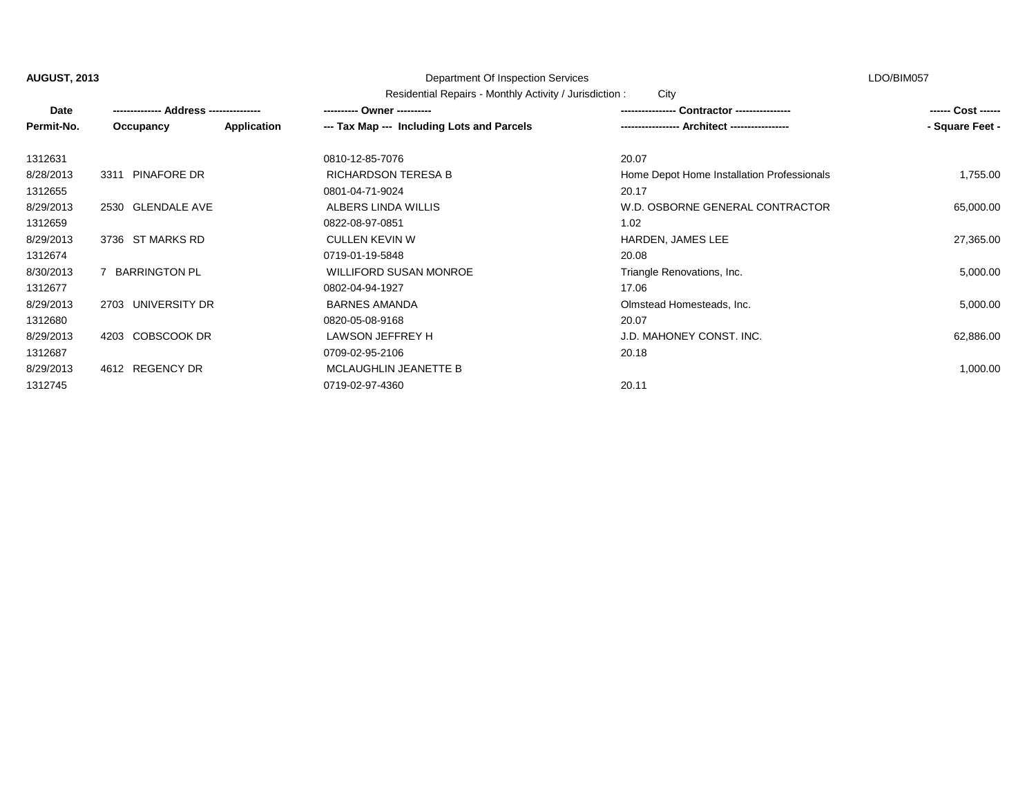| Date<br>Permit-No. | ------------- Address --------------<br>Occupancy | <br>Application | ---------- Owner ----------<br>--- Tax Map --- Including Lots and Parcels | --------------- Contractor ---------------<br>---------------- Architect ---------------- | ------ Cost ------<br>- Square Feet - |
|---|---|---|---|---|---|
| 1312631 | | | 0810-12-85-7076 | 20.07 | |
| 8/28/2013 | 3311 PINAFORE DR | | RICHARDSON TERESA B | Home Depot Home Installation Professionals | 1,755.00 |
| 1312655 | | | 0801-04-71-9024 | 20.17 | |
| 8/29/2013 | 2530 GLENDALE AVE | | ALBERS LINDA WILLIS | W.D. OSBORNE GENERAL CONTRACTOR | 65,000.00 |
| 1312659 | | | 0822-08-97-0851 | 1.02 | |
| 8/29/2013 | 3736 ST MARKS RD | | CULLEN KEVIN W | HARDEN, JAMES LEE | 27,365.00 |
| 1312674 | | | 0719-01-19-5848 | 20.08 | |
| 8/30/2013 | 7 BARRINGTON PL | | WILLIFORD SUSAN MONROE | Triangle Renovations, Inc. | 5,000.00 |
| 1312677 | | | 0802-04-94-1927 | 17.06 | |
| 8/29/2013 | 2703 UNIVERSITY DR | | BARNES AMANDA | Olmstead Homesteads, Inc. | 5,000.00 |
| 1312680 | | | 0820-05-08-9168 | 20.07 | |
| 8/29/2013 | 4203 COBSCOOK DR | | LAWSON JEFFREY H | J.D. MAHONEY CONST. INC. | 62,886.00 |
| 1312687 | | | 0709-02-95-2106 | 20.18 | |
| 8/29/2013 | 4612 REGENCY DR | | MCLAUGHLIN JEANETTE B | | 1,000.00 |
| 1312745 | | | 0719-02-97-4360 | 20.11 | |